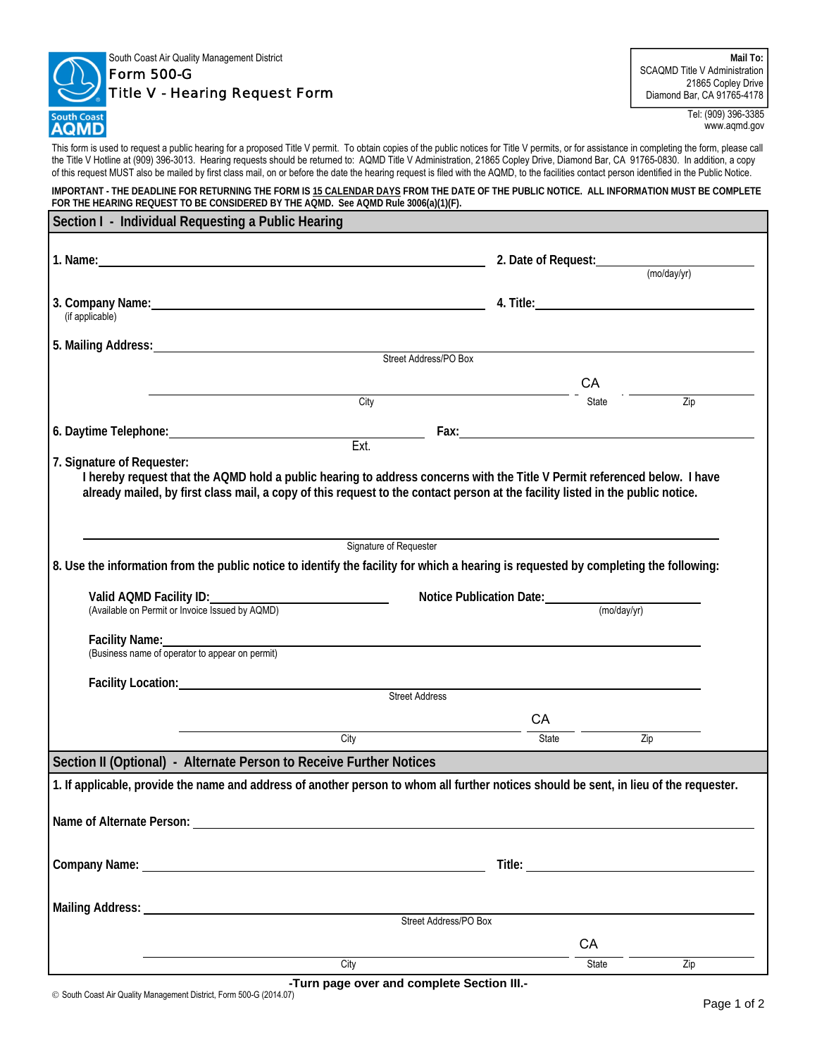South Coast Air Quality Management District

# Form 500-G
## Title V - Hearing Request Form

**Mail To:**
SCAQMD Title V Administration
21865 Copley Drive
Diamond Bar, CA 91765-4178

Tel: (909) 396-3385
www.aqmd.gov

This form is used to request a public hearing for a proposed Title V permit. To obtain copies of the public notices for Title V permits, or for assistance in completing the form, please call the Title V Hotline at (909) 396-3013. Hearing requests should be returned to: AQMD Title V Administration, 21865 Copley Drive, Diamond Bar, CA 91765-0830. In addition, a copy of this request MUST also be mailed by first class mail, on or before the date the hearing request is filed with the AQMD, to the facilities contact person identified in the Public Notice.

**IMPORTANT - THE DEADLINE FOR RETURNING THE FORM IS 15 CALENDAR DAYS FROM THE DATE OF THE PUBLIC NOTICE. ALL INFORMATION MUST BE COMPLETE FOR THE HEARING REQUEST TO BE CONSIDERED BY THE AQMD. See AQMD Rule 3006(a)(1)(F).**

## Section I - Individual Requesting a Public Hearing

**1. Name:** ______________________ **2. Date of Request:** ______________ (mo/day/yr)

**3. Company Name:** ______________________ (if applicable) **4. Title:** ______________

**5. Mailing Address:** ______________________
Street Address/PO Box

______________________ City CA State ________ Zip

**6. Daytime Telephone:** ______________ Ext. **Fax:** ______________

**7. Signature of Requester:**

**I hereby request that the AQMD hold a public hearing to address concerns with the Title V Permit referenced below. I have already mailed, by first class mail, a copy of this request to the contact person at the facility listed in the public notice.**

______________________
Signature of Requester

**8. Use the information from the public notice to identify the facility for which a hearing is requested by completing the following:**

**Valid AQMD Facility ID:** ______________ (Available on Permit or Invoice Issued by AQMD) **Notice Publication Date:** ______________ (mo/day/yr)

**Facility Name:** ______________________
(Business name of operator to appear on permit)

**Facility Location:** ______________________
Street Address

______________________ City CA State ________ Zip

## Section II (Optional) - Alternate Person to Receive Further Notices

**1. If applicable, provide the name and address of another person to whom all further notices should be sent, in lieu of the requester.**

**Name of Alternate Person:** ______________________

**Company Name:** ______________________ **Title:** ______________

**Mailing Address:** ______________________
Street Address/PO Box

______________________ City CA State ________ Zip

**-Turn page over and complete Section III.-**

© South Coast Air Quality Management District, Form 500-G (2014.07)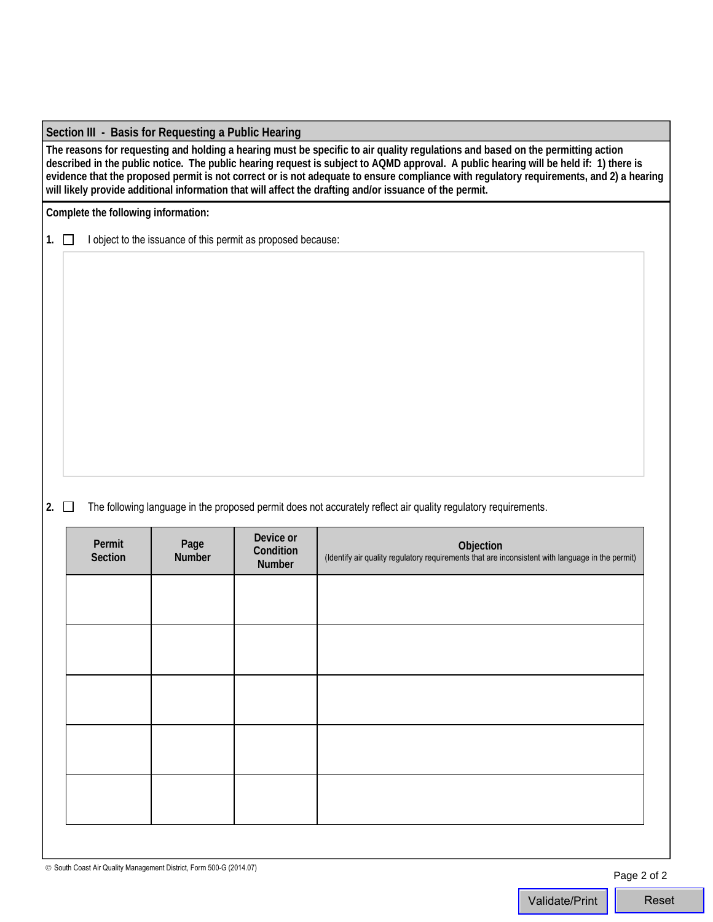## Section III - Basis for Requesting a Public Hearing

**The reasons for requesting and holding a hearing must be specific to air quality regulations and based on the permitting action described in the public notice. The public hearing request is subject to AQMD approval. A public hearing will be held if: 1) there is evidence that the proposed permit is not correct or is not adequate to ensure compliance with regulatory requirements, and 2) a hearing will likely provide additional information that will affect the drafting and/or issuance of the permit.**

**Complete the following information:**

**1.** ☐ I object to the issuance of this permit as proposed because:

**2.** ☐ The following language in the proposed permit does not accurately reflect air quality regulatory requirements.

| Permit Section | Page Number | Device or Condition Number | Objection (Identify air quality regulatory requirements that are inconsistent with language in the permit) |
|---|---|---|---|
| | | | |
| | | | |
| | | | |
| | | | |
| | | | |

© South Coast Air Quality Management District, Form 500-G (2014.07)

Validate/Print Reset